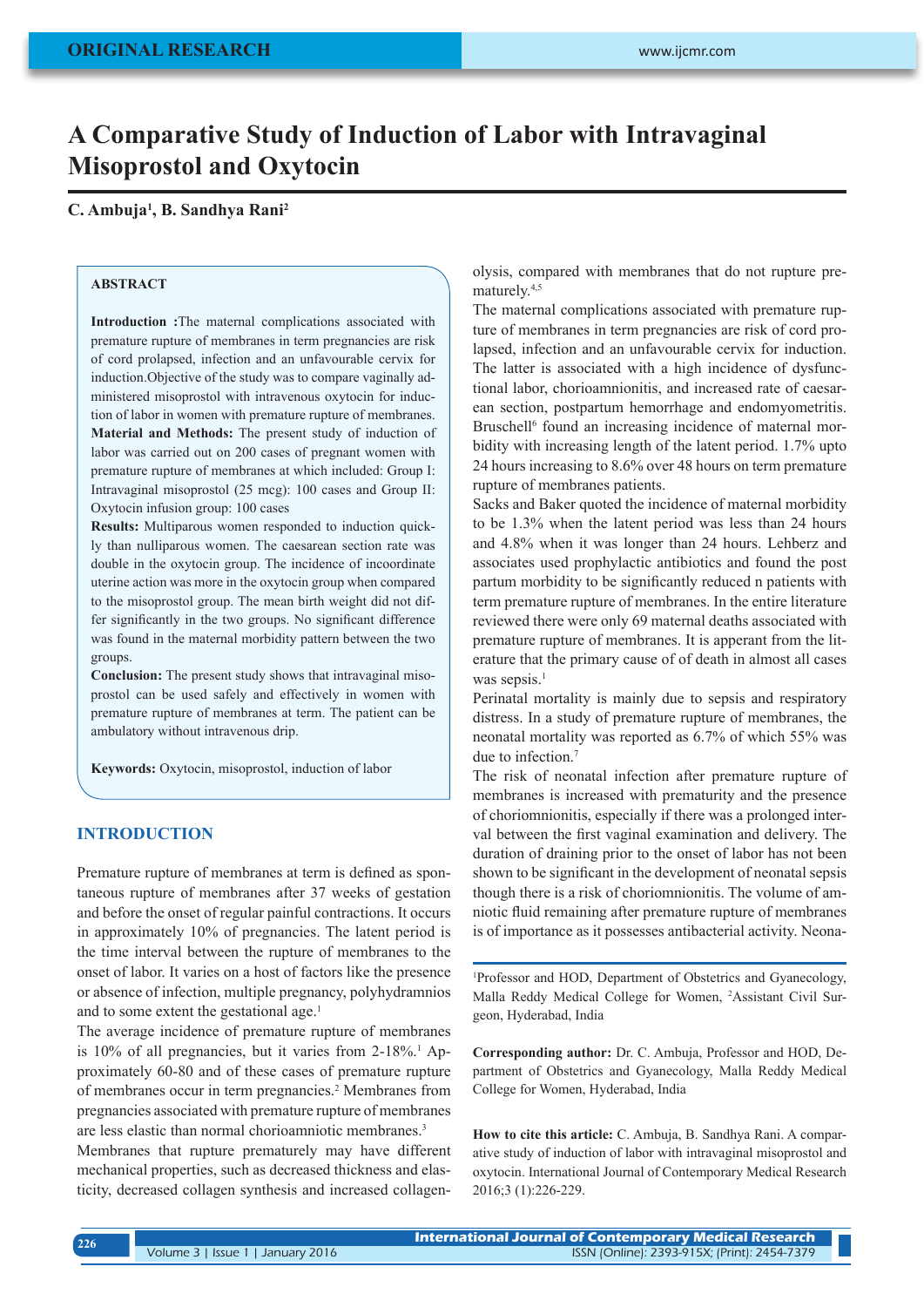# A Comparative Study of Induction of Labor with Intravaginal Misoprostol and Oxytocin

**C. Ambuja[1], B. Sandhya Rani[2]**

## ABSTRACT

**Introduction :**The maternal complications associated with premature rupture of membranes in term pregnancies are risk of cord prolapsed, infection and an unfavourable cervix for induction.Objective of the study was to compare vaginally administered misoprostol with intravenous oxytocin for induction of labor in women with premature rupture of membranes.

**Material and Methods:** The present study of induction of labor was carried out on 200 cases of pregnant women with premature rupture of membranes at which included: Group I: Intravaginal misoprostol (25 mcg): 100 cases and Group II: Oxytocin infusion group: 100 cases

**Results:** Multiparous women responded to induction quickly than nulliparous women. The caesarean section rate was double in the oxytocin group. The incidence of incoordinate uterine action was more in the oxytocin group when compared to the misoprostol group. The mean birth weight did not differ significantly in the two groups. No significant difference was found in the maternal morbidity pattern between the two groups.

**Conclusion:** The present study shows that intravaginal misoprostol can be used safely and effectively in women with premature rupture of membranes at term. The patient can be ambulatory without intravenous drip.

**Keywords:** Oxytocin, misoprostol, induction of labor

## INTRODUCTION

Premature rupture of membranes at term is defined as spontaneous rupture of membranes after 37 weeks of gestation and before the onset of regular painful contractions. It occurs in approximately 10% of pregnancies. The latent period is the time interval between the rupture of membranes to the onset of labor. It varies on a host of factors like the presence or absence of infection, multiple pregnancy, polyhydramnios and to some extent the gestational age.[1]

The average incidence of premature rupture of membranes is 10% of all pregnancies, but it varies from 2-18%.[1] Approximately 60-80 and of these cases of premature rupture of membranes occur in term pregnancies.[2] Membranes from pregnancies associated with premature rupture of membranes are less elastic than normal chorioamniotic membranes.[3]

Membranes that rupture prematurely may have different mechanical properties, such as decreased thickness and elasticity, decreased collagen synthesis and increased collagenolysis, compared with membranes that do not rupture prematurely.[4,5]

The maternal complications associated with premature rupture of membranes in term pregnancies are risk of cord prolapsed, infection and an unfavourable cervix for induction. The latter is associated with a high incidence of dysfunctional labor, chorioamnionitis, and increased rate of caesarean section, postpartum hemorrhage and endomyometritis. Bruschell[6] found an increasing incidence of maternal morbidity with increasing length of the latent period. 1.7% upto 24 hours increasing to 8.6% over 48 hours on term premature rupture of membranes patients.

Sacks and Baker quoted the incidence of maternal morbidity to be 1.3% when the latent period was less than 24 hours and 4.8% when it was longer than 24 hours. Lehberz and associates used prophylactic antibiotics and found the post partum morbidity to be significantly reduced n patients with term premature rupture of membranes. In the entire literature reviewed there were only 69 maternal deaths associated with premature rupture of membranes. It is apperant from the literature that the primary cause of of death in almost all cases was sepsis.[1]

Perinatal mortality is mainly due to sepsis and respiratory distress. In a study of premature rupture of membranes, the neonatal mortality was reported as 6.7% of which 55% was due to infection.[7]

The risk of neonatal infection after premature rupture of membranes is increased with prematurity and the presence of choriomnionitis, especially if there was a prolonged interval between the first vaginal examination and delivery. The duration of draining prior to the onset of labor has not been shown to be significant in the development of neonatal sepsis though there is a risk of choriomnionitis. The volume of amniotic fluid remaining after premature rupture of membranes is of importance as it possesses antibacterial activity. Neona-

[1]Professor and HOD, Department of Obstetrics and Gyanecology, Malla Reddy Medical College for Women, [2]Assistant Civil Surgeon, Hyderabad, India

**Corresponding author:** Dr. C. Ambuja, Professor and HOD, Department of Obstetrics and Gyanecology, Malla Reddy Medical College for Women, Hyderabad, India

**How to cite this article:** C. Ambuja, B. Sandhya Rani. A comparative study of induction of labor with intravaginal misoprostol and oxytocin. International Journal of Contemporary Medical Research 2016;3 (1):226-229.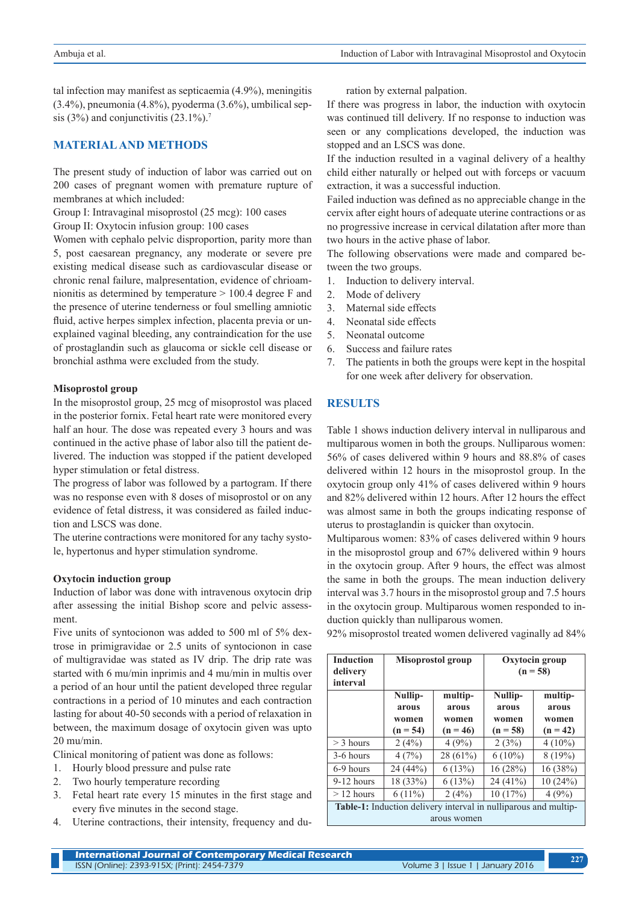tal infection may manifest as septicaemia (4.9%), meningitis (3.4%), pneumonia (4.8%), pyoderma (3.6%), umbilical sepsis (3%) and conjunctivitis (23.1%).[7]

## MATERIAL AND METHODS

The present study of induction of labor was carried out on 200 cases of pregnant women with premature rupture of membranes at which included:

Group I: Intravaginal misoprostol (25 mcg): 100 cases

Group II: Oxytocin infusion group: 100 cases

Women with cephalo pelvic disproportion, parity more than 5, post caesarean pregnancy, any moderate or severe pre existing medical disease such as cardiovascular disease or chronic renal failure, malpresentation, evidence of chrioamnionitis as determined by temperature > 100.4 degree F and the presence of uterine tenderness or foul smelling amniotic fluid, active herpes simplex infection, placenta previa or unexplained vaginal bleeding, any contraindication for the use of prostaglandin such as glaucoma or sickle cell disease or bronchial asthma were excluded from the study.

### Misoprostol group

In the misoprostol group, 25 mcg of misoprostol was placed in the posterior fornix. Fetal heart rate were monitored every half an hour. The dose was repeated every 3 hours and was continued in the active phase of labor also till the patient delivered. The induction was stopped if the patient developed hyper stimulation or fetal distress.

The progress of labor was followed by a partogram. If there was no response even with 8 doses of misoprostol or on any evidence of fetal distress, it was considered as failed induction and LSCS was done.

The uterine contractions were monitored for any tachy systole, hypertonus and hyper stimulation syndrome.

### Oxytocin induction group

Induction of labor was done with intravenous oxytocin drip after assessing the initial Bishop score and pelvic assessment.

Five units of syntocionon was added to 500 ml of 5% dextrose in primigravidae or 2.5 units of syntocionon in case of multigravidae was stated as IV drip. The drip rate was started with 6 mu/min inprimis and 4 mu/min in multis over a period of an hour until the patient developed three regular contractions in a period of 10 minutes and each contraction lasting for about 40-50 seconds with a period of relaxation in between, the maximum dosage of oxytocin given was upto 20 mu/min.

Clinical monitoring of patient was done as follows:

1. Hourly blood pressure and pulse rate
2. Two hourly temperature recording
3. Fetal heart rate every 15 minutes in the first stage and every five minutes in the second stage.
4. Uterine contractions, their intensity, frequency and duration by external palpation.

If there was progress in labor, the induction with oxytocin was continued till delivery. If no response to induction was seen or any complications developed, the induction was stopped and an LSCS was done.

If the induction resulted in a vaginal delivery of a healthy child either naturally or helped out with forceps or vacuum extraction, it was a successful induction.

Failed induction was defined as no appreciable change in the cervix after eight hours of adequate uterine contractions or as no progressive increase in cervical dilatation after more than two hours in the active phase of labor.

The following observations were made and compared between the two groups.

1. Induction to delivery interval.
2. Mode of delivery
3. Maternal side effects
4. Neonatal side effects
5. Neonatal outcome
6. Success and failure rates
7. The patients in both the groups were kept in the hospital for one week after delivery for observation.

## RESULTS

Table 1 shows induction delivery interval in nulliparous and multiparous women in both the groups. Nulliparous women: 56% of cases delivered within 9 hours and 88.8% of cases delivered within 12 hours in the misoprostol group. In the oxytocin group only 41% of cases delivered within 9 hours and 82% delivered within 12 hours. After 12 hours the effect was almost same in both the groups indicating response of uterus to prostaglandin is quicker than oxytocin.

Multiparous women: 83% of cases delivered within 9 hours in the misoprostol group and 67% delivered within 9 hours in the oxytocin group. After 9 hours, the effect was almost the same in both the groups. The mean induction delivery interval was 3.7 hours in the misoprostol group and 7.5 hours in the oxytocin group. Multiparous women responded to induction quickly than nulliparous women.

92% misoprostol treated women delivered vaginally ad 84%

| Induction delivery interval | Misoprostol group | | Oxytocin group (n = 58) | |
|---|---|---|---|---|
| | Nulliparous women (n = 54) | multiparous women (n = 46) | Nulliparous women (n = 58) | multiparous women (n = 42) |
| > 3 hours | 2 (4%) | 4 (9%) | 2 (3%) | 4 (10%) |
| 3-6 hours | 4 (7%) | 28 (61%) | 6 (10%) | 8 (19%) |
| 6-9 hours | 24 (44%) | 6 (13%) | 16 (28%) | 16 (38%) |
| 9-12 hours | 18 (33%) | 6 (13%) | 24 (41%) | 10 (24%) |
| > 12 hours | 6 (11%) | 2 (4%) | 10 (17%) | 4 (9%) |

**Table-1:** Induction delivery interval in nulliparous and multiparous women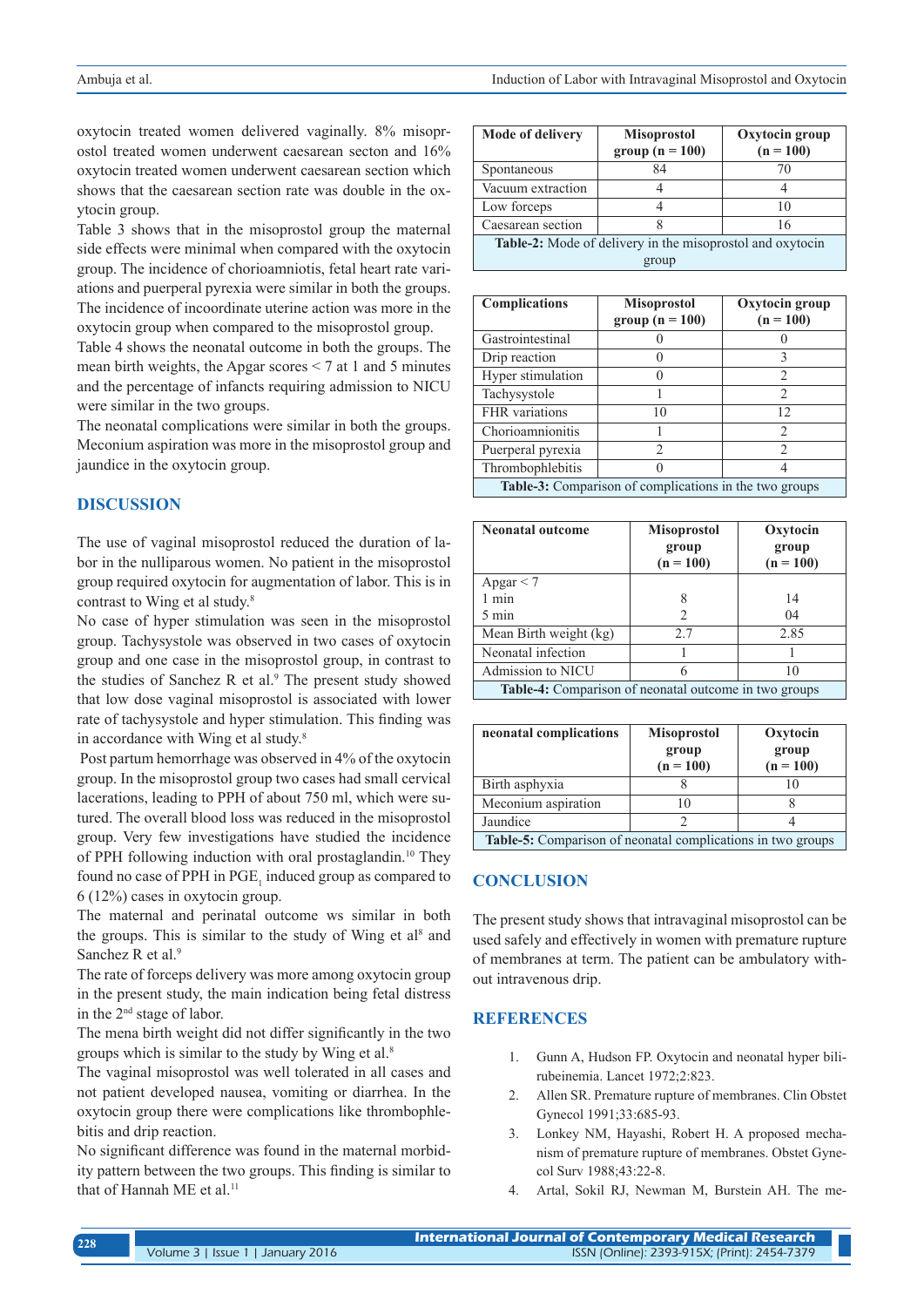oxytocin treated women delivered vaginally. 8% misoprostol treated women underwent caesarean secton and 16% oxytocin treated women underwent caesarean section which shows that the caesarean section rate was double in the oxytocin group.

Table 3 shows that in the misoprostol group the maternal side effects were minimal when compared with the oxytocin group. The incidence of chorioamniotis, fetal heart rate variations and puerperal pyrexia were similar in both the groups. The incidence of incoordinate uterine action was more in the oxytocin group when compared to the misoprostol group.

Table 4 shows the neonatal outcome in both the groups. The mean birth weights, the Apgar scores < 7 at 1 and 5 minutes and the percentage of infancts requiring admission to NICU were similar in the two groups.

The neonatal complications were similar in both the groups. Meconium aspiration was more in the misoprostol group and jaundice in the oxytocin group.

| Mode of delivery | Misoprostol group (n = 100) | Oxytocin group (n = 100) |
|---|---|---|
| Spontaneous | 84 | 70 |
| Vacuum extraction | 4 | 4 |
| Low forceps | 4 | 10 |
| Caesarean section | 8 | 16 |

**Table-2:** Mode of delivery in the misoprostol and oxytocin group

| Complications | Misoprostol group (n = 100) | Oxytocin group (n = 100) |
|---|---|---|
| Gastrointestinal | 0 | 0 |
| Drip reaction | 0 | 3 |
| Hyper stimulation | 0 | 2 |
| Tachysystole | 1 | 2 |
| FHR variations | 10 | 12 |
| Chorioamnionitis | 1 | 2 |
| Puerperal pyrexia | 2 | 2 |
| Thrombophlebitis | 0 | 4 |

**Table-3:** Comparison of complications in the two groups

| Neonatal outcome | Misoprostol group (n = 100) | Oxytocin group (n = 100) |
|---|---|---|
| Apgar < 7 | | |
| 1 min | 8 | 14 |
| 5 min | 2 | 04 |
| Mean Birth weight (kg) | 2.7 | 2.85 |
| Neonatal infection | 1 | 1 |
| Admission to NICU | 6 | 10 |

**Table-4:** Comparison of neonatal outcome in two groups

| neonatal complications | Misoprostol group (n = 100) | Oxytocin group (n = 100) |
|---|---|---|
| Birth asphyxia | 8 | 10 |
| Meconium aspiration | 10 | 8 |
| Jaundice | 2 | 4 |

**Table-5:** Comparison of neonatal complications in two groups

## DISCUSSION

The use of vaginal misoprostol reduced the duration of labor in the nulliparous women. No patient in the misoprostol group required oxytocin for augmentation of labor. This is in contrast to Wing et al study.[8]

No case of hyper stimulation was seen in the misoprostol group. Tachysystole was observed in two cases of oxytocin group and one case in the misoprostol group, in contrast to the studies of Sanchez R et al.[9] The present study showed that low dose vaginal misoprostol is associated with lower rate of tachysystole and hyper stimulation. This finding was in accordance with Wing et al study.[8]

Post partum hemorrhage was observed in 4% of the oxytocin group. In the misoprostol group two cases had small cervical lacerations, leading to PPH of about 750 ml, which were sutured. The overall blood loss was reduced in the misoprostol group. Very few investigations have studied the incidence of PPH following induction with oral prostaglandin.[10] They found no case of PPH in $PGE_1$ induced group as compared to 6 (12%) cases in oxytocin group.

The maternal and perinatal outcome ws similar in both the groups. This is similar to the study of Wing et al[8] and Sanchez R et al.[9]

The rate of forceps delivery was more among oxytocin group in the present study, the main indication being fetal distress in the 2nd stage of labor.

The mena birth weight did not differ significantly in the two groups which is similar to the study by Wing et al.[8]

The vaginal misoprostol was well tolerated in all cases and not patient developed nausea, vomiting or diarrhea. In the oxytocin group there were complications like thrombophlebitis and drip reaction.

No significant difference was found in the maternal morbidity pattern between the two groups. This finding is similar to that of Hannah ME et al.[11]

## CONCLUSION

The present study shows that intravaginal misoprostol can be used safely and effectively in women with premature rupture of membranes at term. The patient can be ambulatory without intravenous drip.

## REFERENCES

1. Gunn A, Hudson FP. Oxytocin and neonatal hyper bilirubeinemia. Lancet 1972;2:823.
2. Allen SR. Premature rupture of membranes. Clin Obstet Gynecol 1991;33:685-93.
3. Lonkey NM, Hayashi, Robert H. A proposed mechanism of premature rupture of membranes. Obstet Gynecol Surv 1988;43:22-8.
4. Artal, Sokil RJ, Newman M, Burstein AH. The me-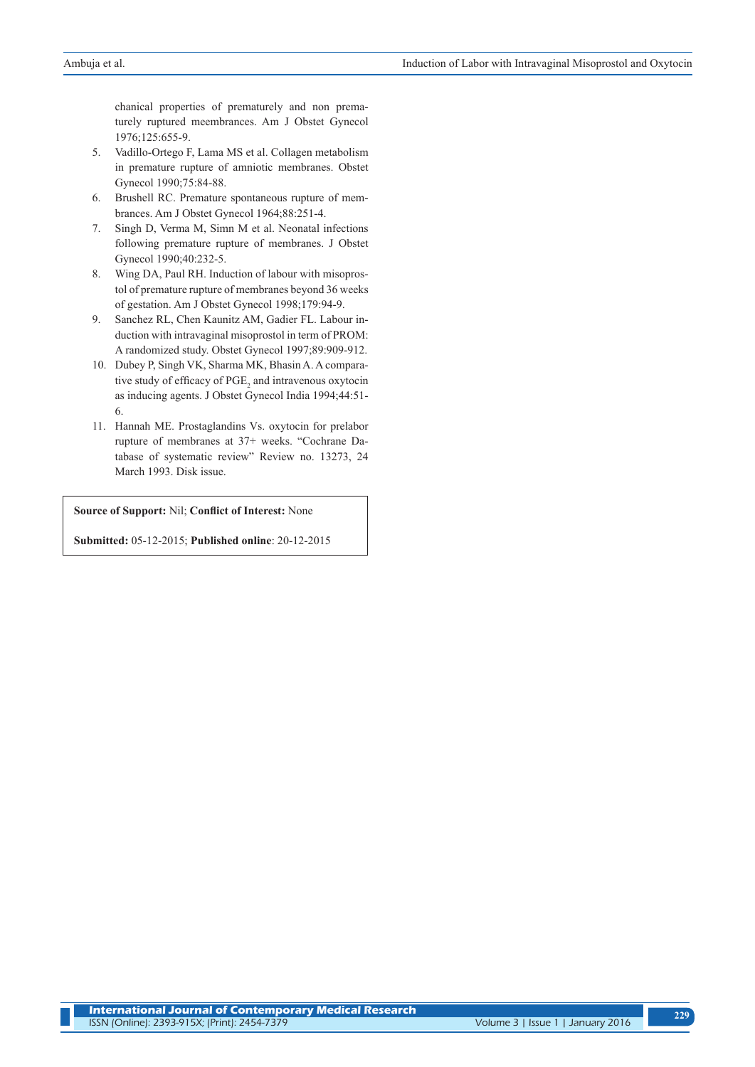chanical properties of prematurely and non prematurely ruptured meembrances. Am J Obstet Gynecol 1976;125:655-9.

5. Vadillo-Ortego F, Lama MS et al. Collagen metabolism in premature rupture of amniotic membranes. Obstet Gynecol 1990;75:84-88.
6. Brushell RC. Premature spontaneous rupture of membrances. Am J Obstet Gynecol 1964;88:251-4.
7. Singh D, Verma M, Simn M et al. Neonatal infections following premature rupture of membranes. J Obstet Gynecol 1990;40:232-5.
8. Wing DA, Paul RH. Induction of labour with misoprostol of premature rupture of membranes beyond 36 weeks of gestation. Am J Obstet Gynecol 1998;179:94-9.
9. Sanchez RL, Chen Kaunitz AM, Gadier FL. Labour induction with intravaginal misoprostol in term of PROM: A randomized study. Obstet Gynecol 1997;89:909-912.
10. Dubey P, Singh VK, Sharma MK, Bhasin A. A comparative study of efficacy of $PGE_2$ and intravenous oxytocin as inducing agents. J Obstet Gynecol India 1994;44:51-6.
11. Hannah ME. Prostaglandins Vs. oxytocin for prelabor rupture of membranes at 37+ weeks. "Cochrane Database of systematic review" Review no. 13273, 24 March 1993. Disk issue.

**Source of Support:** Nil; **Conflict of Interest:** None

**Submitted:** 05-12-2015; **Published online**: 20-12-2015